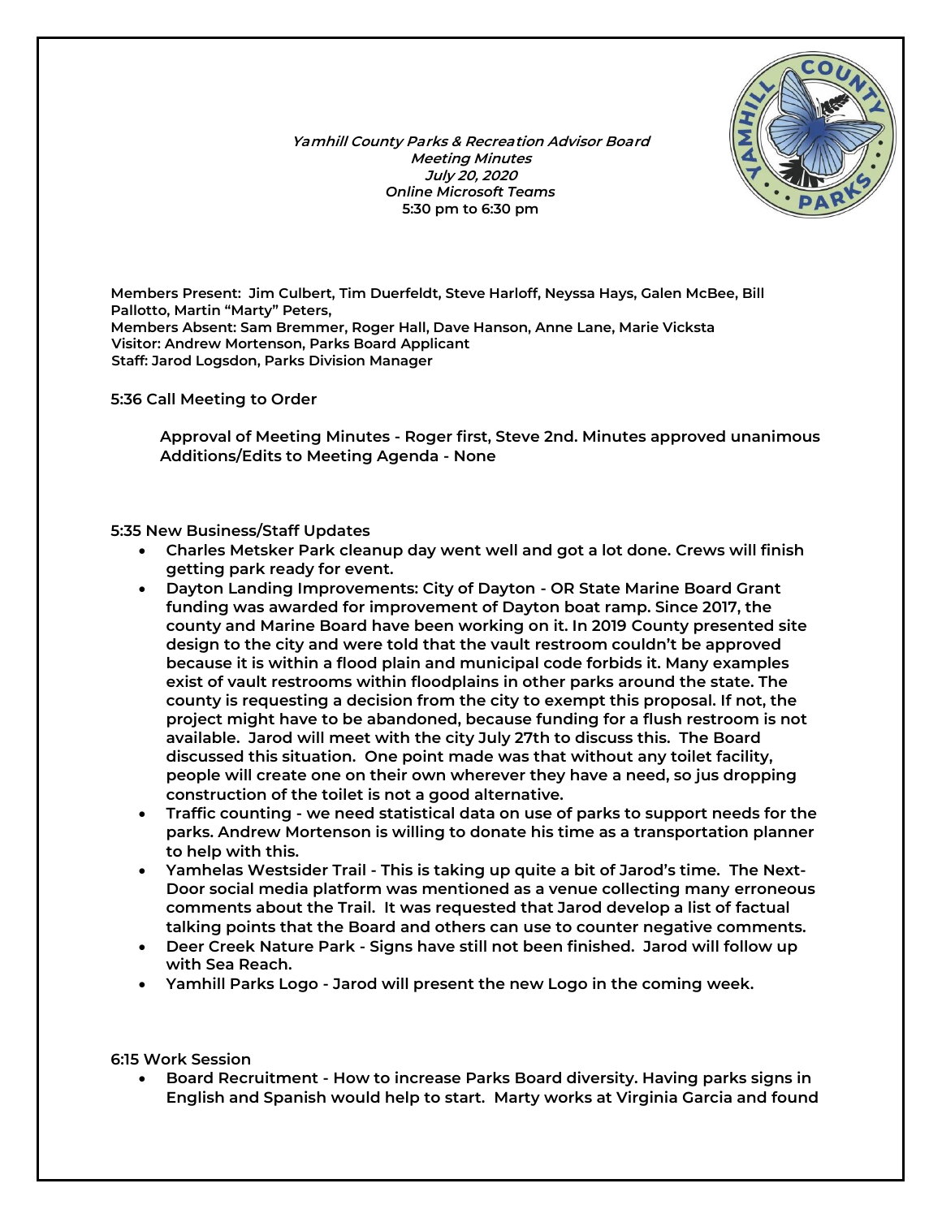***Yamhill County Parks & Recreation Advisor Board***
***Meeting Minutes***
***July 20, 2020***
***Online Microsoft Teams***
**5:30 pm to 6:30 pm**

**Members Present: Jim Culbert, Tim Duerfeldt, Steve Harloff, Neyssa Hays, Galen McBee, Bill Pallotto, Martin "Marty" Peters,**
**Members Absent: Sam Bremmer, Roger Hall, Dave Hanson, Anne Lane, Marie Vicksta**
**Visitor: Andrew Mortenson, Parks Board Applicant**
**Staff: Jarod Logsdon, Parks Division Manager**

**5:36 Call Meeting to Order**

**Approval of Meeting Minutes - Roger first, Steve 2nd. Minutes approved unanimous**
**Additions/Edits to Meeting Agenda - None**

**5:35 New Business/Staff Updates**

- **Charles Metsker Park cleanup day went well and got a lot done. Crews will finish getting park ready for event.**
- **Dayton Landing Improvements: City of Dayton - OR State Marine Board Grant funding was awarded for improvement of Dayton boat ramp. Since 2017, the county and Marine Board have been working on it. In 2019 County presented site design to the city and were told that the vault restroom couldn't be approved because it is within a flood plain and municipal code forbids it. Many examples exist of vault restrooms within floodplains in other parks around the state. The county is requesting a decision from the city to exempt this proposal. If not, the project might have to be abandoned, because funding for a flush restroom is not available. Jarod will meet with the city July 27th to discuss this. The Board discussed this situation. One point made was that without any toilet facility, people will create one on their own wherever they have a need, so jus dropping construction of the toilet is not a good alternative.**
- **Traffic counting - we need statistical data on use of parks to support needs for the parks. Andrew Mortenson is willing to donate his time as a transportation planner to help with this.**
- **Yamhelas Westsider Trail - This is taking up quite a bit of Jarod's time. The Next-Door social media platform was mentioned as a venue collecting many erroneous comments about the Trail. It was requested that Jarod develop a list of factual talking points that the Board and others can use to counter negative comments.**
- **Deer Creek Nature Park - Signs have still not been finished. Jarod will follow up with Sea Reach.**
- **Yamhill Parks Logo - Jarod will present the new Logo in the coming week.**

**6:15 Work Session**

- **Board Recruitment - How to increase Parks Board diversity. Having parks signs in English and Spanish would help to start. Marty works at Virginia Garcia and found**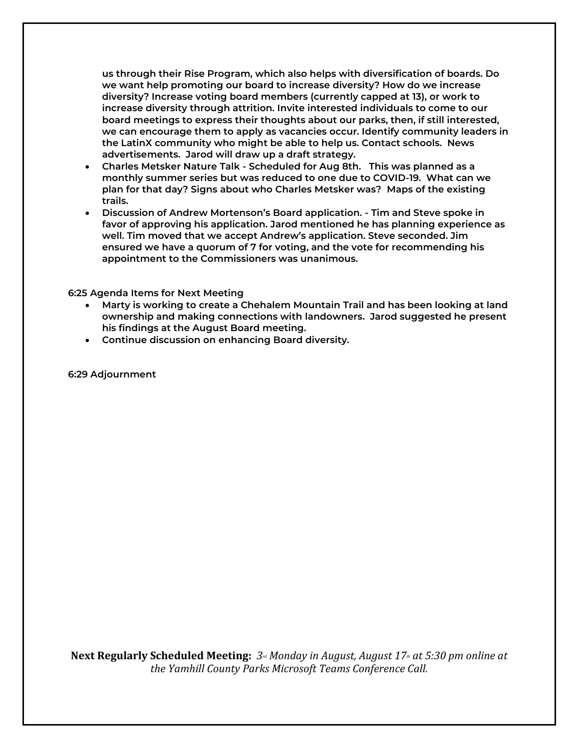**us through their Rise Program, which also helps with diversification of boards. Do we want help promoting our board to increase diversity? How do we increase diversity? Increase voting board members (currently capped at 13), or work to increase diversity through attrition. Invite interested individuals to come to our board meetings to express their thoughts about our parks, then, if still interested, we can encourage them to apply as vacancies occur. Identify community leaders in the LatinX community who might be able to help us. Contact schools. News advertisements. Jarod will draw up a draft strategy.**

- **Charles Metsker Nature Talk - Scheduled for Aug 8th. This was planned as a monthly summer series but was reduced to one due to COVID-19. What can we plan for that day? Signs about who Charles Metsker was? Maps of the existing trails.**
- **Discussion of Andrew Mortenson's Board application. - Tim and Steve spoke in favor of approving his application. Jarod mentioned he has planning experience as well. Tim moved that we accept Andrew's application. Steve seconded. Jim ensured we have a quorum of 7 for voting, and the vote for recommending his appointment to the Commissioners was unanimous.**

**6:25 Agenda Items for Next Meeting**

- **Marty is working to create a Chehalem Mountain Trail and has been looking at land ownership and making connections with landowners. Jarod suggested he present his findings at the August Board meeting.**
- **Continue discussion on enhancing Board diversity.**

**6:29 Adjournment**

**Next Regularly Scheduled Meeting:** *3rd Monday in August, August 17th at 5:30 pm online at the Yamhill County Parks Microsoft Teams Conference Call.*